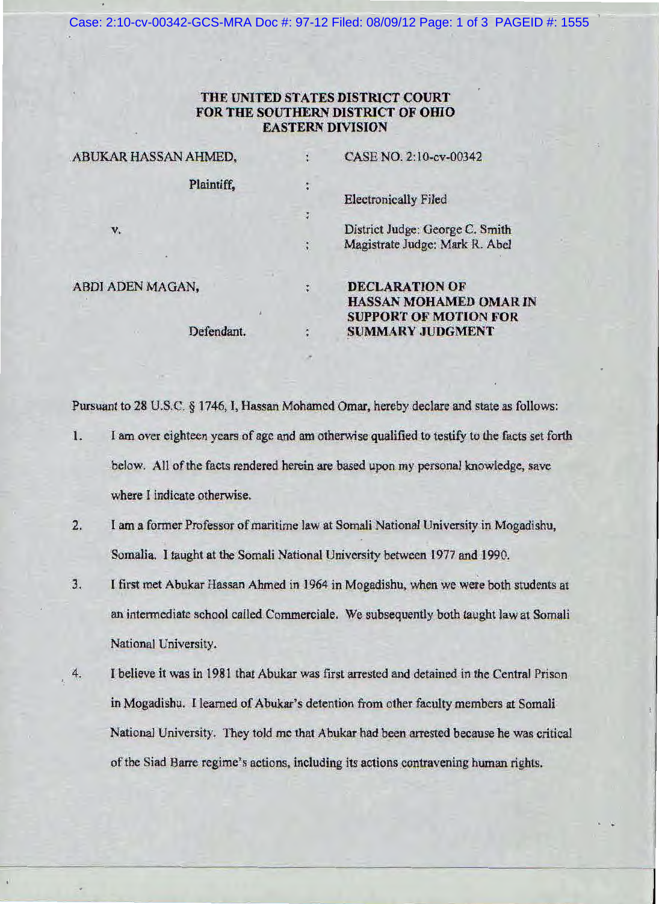# THE UNITED STATES DISTRICT COURT FOR THE SOUTHERN DISTRICT OF OHIO EASTERN DIVISION

| | | |
|---|---|---|
| ABUKAR HASSAN AHMED, | : | CASE NO. 2:10-cv-00342 |
| Plaintiff, | : | Electronically Filed |
| | : | |
| v. | : | District Judge: George C. Smith<br>Magistrate Judge: Mark R. Abel |
| ABDI ADEN MAGAN, | : | **DECLARATION OF HASSAN MOHAMED OMAR IN SUPPORT OF MOTION FOR SUMMARY JUDGMENT** |
| Defendant. | : | |

Pursuant to 28 U.S.C. § 1746, I, Hassan Mohamed Omar, hereby declare and state as follows:

1. I am over eighteen years of age and am otherwise qualified to testify to the facts set forth below. All of the facts rendered herein are based upon my personal knowledge, save where I indicate otherwise.

2. I am a former Professor of maritime law at Somali National University in Mogadishu, Somalia. I taught at the Somali National University between 1977 and 1990.

3. I first met Abukar Hassan Ahmed in 1964 in Mogadishu, when we were both students at an intermediate school called Commerciale. We subsequently both taught law at Somali National University.

4. I believe it was in 1981 that Abukar was first arrested and detained in the Central Prison in Mogadishu. I learned of Abukar's detention from other faculty members at Somali National University. They told me that Abukar had been arrested because he was critical of the Siad Barre regime's actions, including its actions contravening human rights.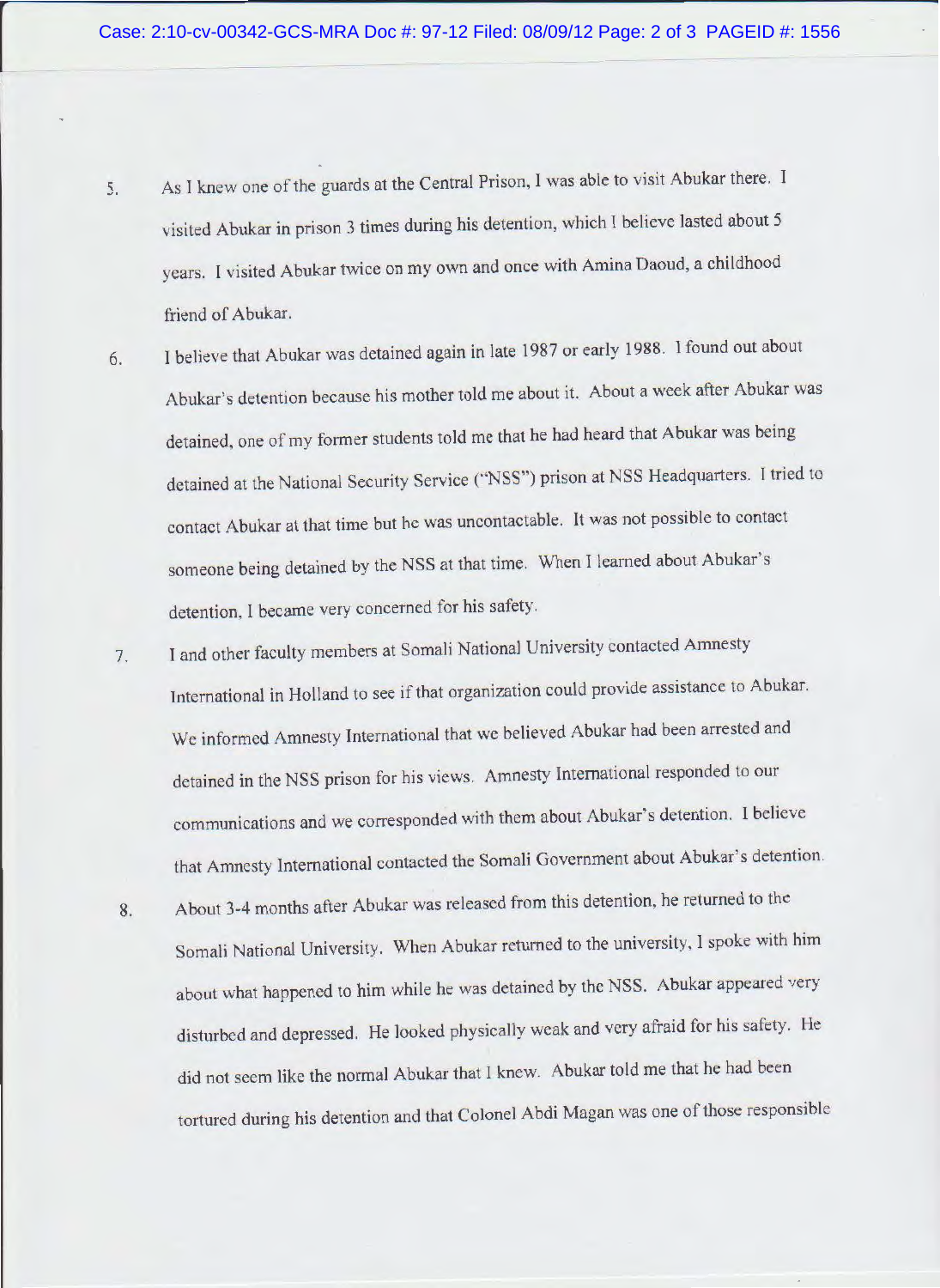5. As I knew one of the guards at the Central Prison, I was able to visit Abukar there. I visited Abukar in prison 3 times during his detention, which I believe lasted about 5 years. I visited Abukar twice on my own and once with Amina Daoud, a childhood friend of Abukar.

6. I believe that Abukar was detained again in late 1987 or early 1988. I found out about Abukar's detention because his mother told me about it. About a week after Abukar was detained, one of my former students told me that he had heard that Abukar was being detained at the National Security Service ("NSS") prison at NSS Headquarters. I tried to contact Abukar at that time but he was uncontactable. It was not possible to contact someone being detained by the NSS at that time. When I learned about Abukar's detention, I became very concerned for his safety.

7. I and other faculty members at Somali National University contacted Amnesty International in Holland to see if that organization could provide assistance to Abukar. We informed Amnesty International that we believed Abukar had been arrested and detained in the NSS prison for his views. Amnesty International responded to our communications and we corresponded with them about Abukar's detention. I believe that Amnesty International contacted the Somali Government about Abukar's detention.

8. About 3-4 months after Abukar was released from this detention, he returned to the Somali National University. When Abukar returned to the university, I spoke with him about what happened to him while he was detained by the NSS. Abukar appeared very disturbed and depressed. He looked physically weak and very afraid for his safety. He did not seem like the normal Abukar that I knew. Abukar told me that he had been tortured during his detention and that Colonel Abdi Magan was one of those responsible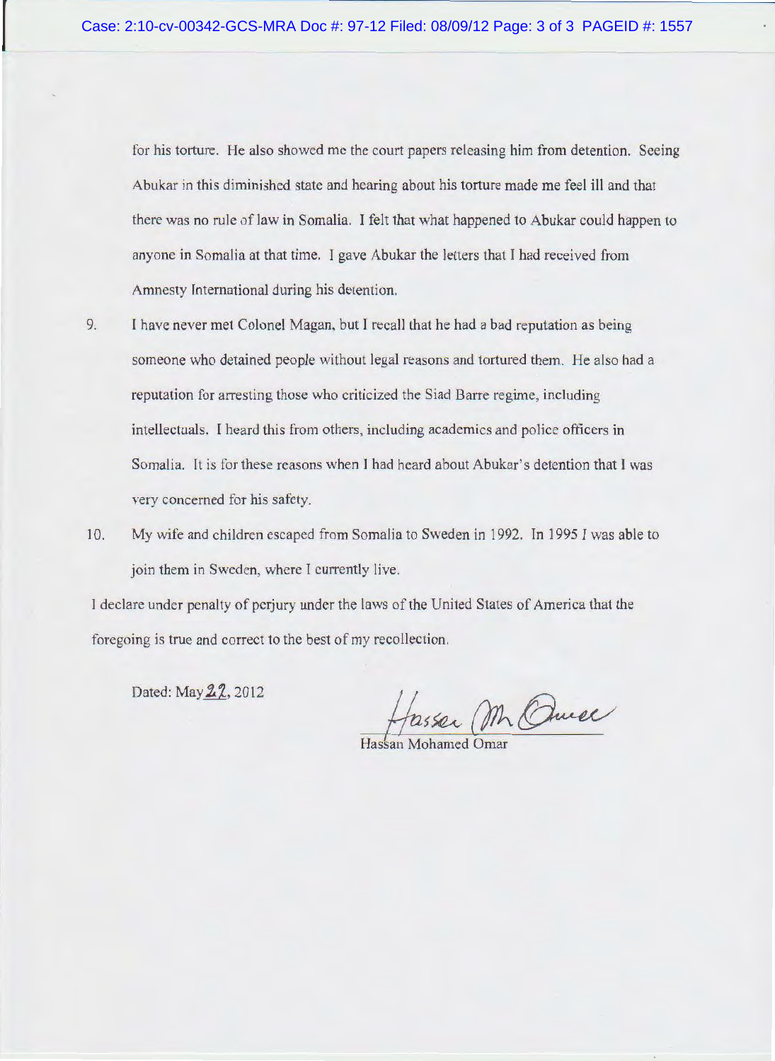for his torture. He also showed me the court papers releasing him from detention. Seeing Abukar in this diminished state and hearing about his torture made me feel ill and that there was no rule of law in Somalia. I felt that what happened to Abukar could happen to anyone in Somalia at that time. I gave Abukar the letters that I had received from Amnesty International during his detention.

9. I have never met Colonel Magan, but I recall that he had a bad reputation as being someone who detained people without legal reasons and tortured them. He also had a reputation for arresting those who criticized the Siad Barre regime, including intellectuals. I heard this from others, including academics and police officers in Somalia. It is for these reasons when I had heard about Abukar's detention that I was very concerned for his safety.

10. My wife and children escaped from Somalia to Sweden in 1992. In 1995 I was able to join them in Sweden, where I currently live.

I declare under penalty of perjury under the laws of the United States of America that the foregoing is true and correct to the best of my recollection.

Dated: May 22, 2012

Hassan M Omar

Hassan Mohamed Omar